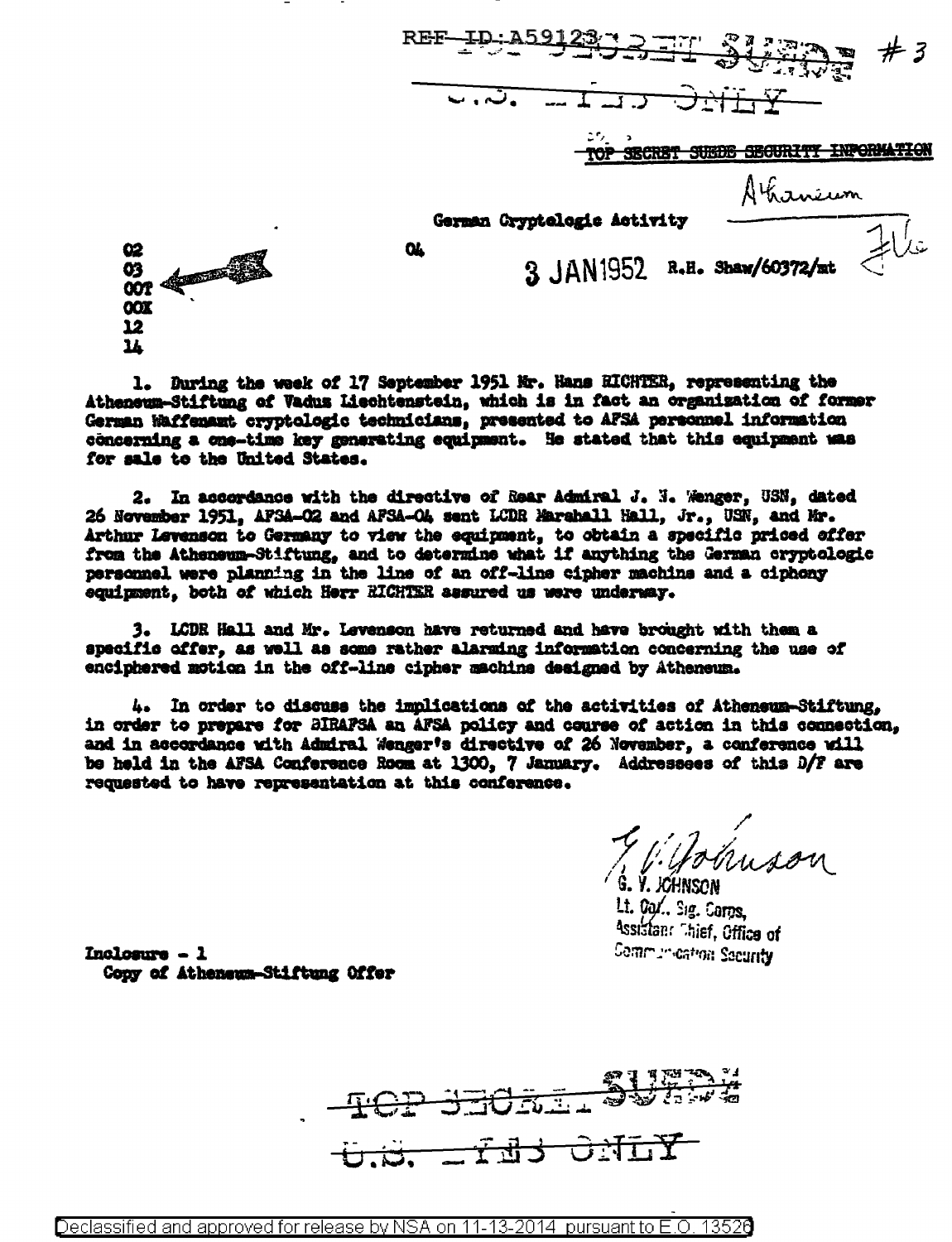REF ID:A59123 TOP SECRET SUEDE #3

U.S. EYES ONLY

~~TOP SECRET SUEDE SECURITY INFORMATION~~

Athaneum

German Cryptologic Activity

02
03
00T
00X
12
14

04

3 JAN 1952 R.H. Shaw/60372/mt

1. During the week of 17 September 1951 Mr. Hans RICHTER, representing the Atheneum-Stiftung of Vadus Liechtenstein, which is in fact an organization of former German Waffenamt cryptologic technicians, presented to AFSA personnel information concerning a one-time key generating equipment. He stated that this equipment was for sale to the United States.

2. In accordance with the directive of Rear Admiral J. N. Wenger, USN, dated 26 November 1951, AFSA-02 and AFSA-04 sent LCDR Marshall Hall, Jr., USN, and Mr. Arthur Levenson to Germany to view the equipment, to obtain a specific priced offer from the Atheneum-Stiftung, and to determine what if anything the German cryptologic personnel were planning in the line of an off-line cipher machine and a ciphony equipment, both of which Herr RICHTER assured us were underway.

3. LCDR Hall and Mr. Levenson have returned and have brought with them a specific offer, as well as some rather alarming information concerning the use of enciphered motion in the off-line cipher machine designed by Atheneum.

4. In order to discuss the implications of the activities of Atheneum-Stiftung, in order to prepare for DIRAFSA an AFSA policy and course of action in this connection, and in accordance with Admiral Wenger's directive of 26 November, a conference will be held in the AFSA Conference Room at 1300, 7 January. Addressees of this D/F are requested to have representation at this conference.

G. V. Johnson
G. V. JOHNSON
Lt. Col., Sig. Corps,
Assistant Chief, Office of
Communication Security

Inclosure - 1
Copy of Atheneum-Stiftung Offer

TOP SECRET SUEDE

U.S. EYES ONLY

Declassified and approved for release by NSA on 11-13-2014 pursuant to E.O. 13526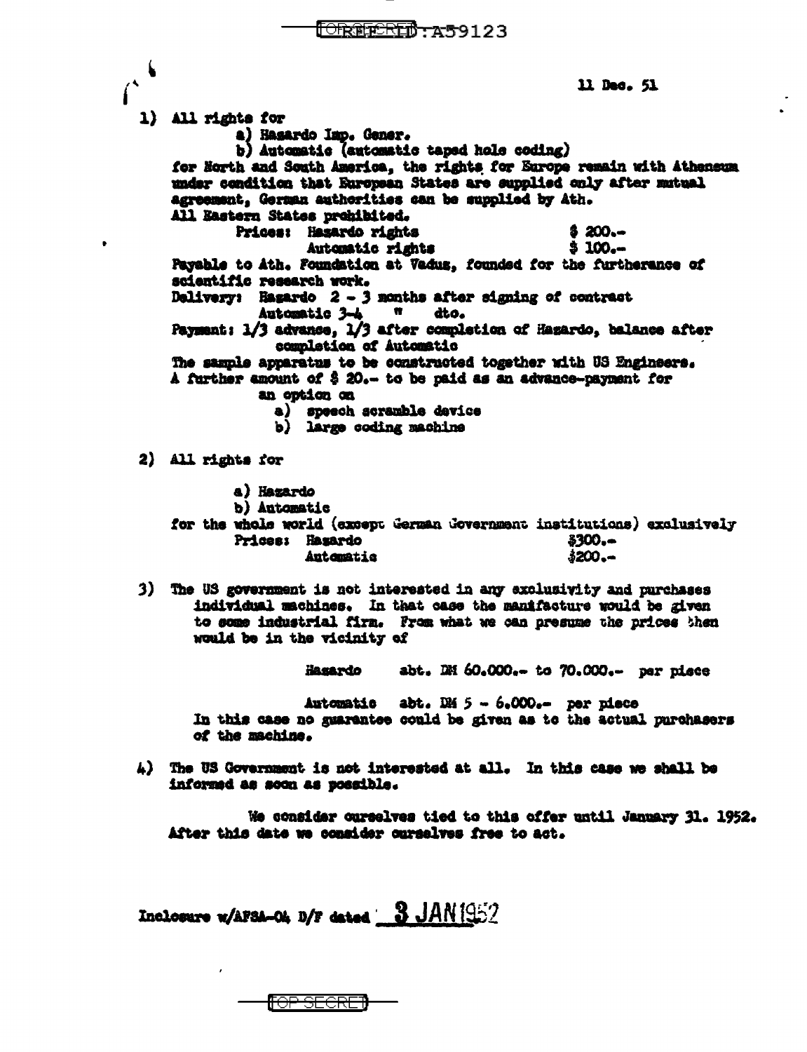REF ID: A59123

11 Dec. 51

1) All rights for
   a) Hasardo Imp. Gener.
   b) Automatic (automatic taped hole coding)

   for North and South America, the rights for Europe remain with Athenaeum under condition that European States are supplied only after mutual agreement, German authorities can be supplied by Ath.
   All Eastern States prohibited.

   Prices: Hasardo rights $ 200.-
   Automatic rights $ 100.-

   Payable to Ath. Foundation at Vaduz, founded for the furtherance of scientific research work.
   Delivery: Hasardo 2 - 3 months after signing of contract
   Automatic 3-4 " dto.
   Payment: 1/3 advance, 1/3 after completion of Hasardo, balance after completion of Automatic
   The sample apparatus to be constructed together with US Engineers.
   A further amount of $ 20.- to be paid as an advance-payment for an option on
   a) speech scramble device
   b) large coding machine

2) All rights for
   a) Hazardo
   b) Automatic

   for the whole world (except German Government institutions) exclusively
   Prices: Hasardo $300.-
   Automatic $200.-

3) The US government is not interested in any exclusivity and purchases individual machines. In that case the manifacture would be given to some industrial firm. From what we can presume the prices then would be in the vicinity of

   Hasardo abt. DM 60.000.- to 70.000.- per piece

   Automatic abt. DM 5 - 6.000.- per piece

   In this case no guarantee could be given as to the actual purchasers of the machine.

4) The US Government is not interested at all. In this case we shall be informed as soon as possible.

We consider ourselves tied to this offer until January 31. 1952. After this date we consider ourselves free to act.

Inclosure w/AFSA-04 D/F dated 3 JAN 1952

TOP SECRET